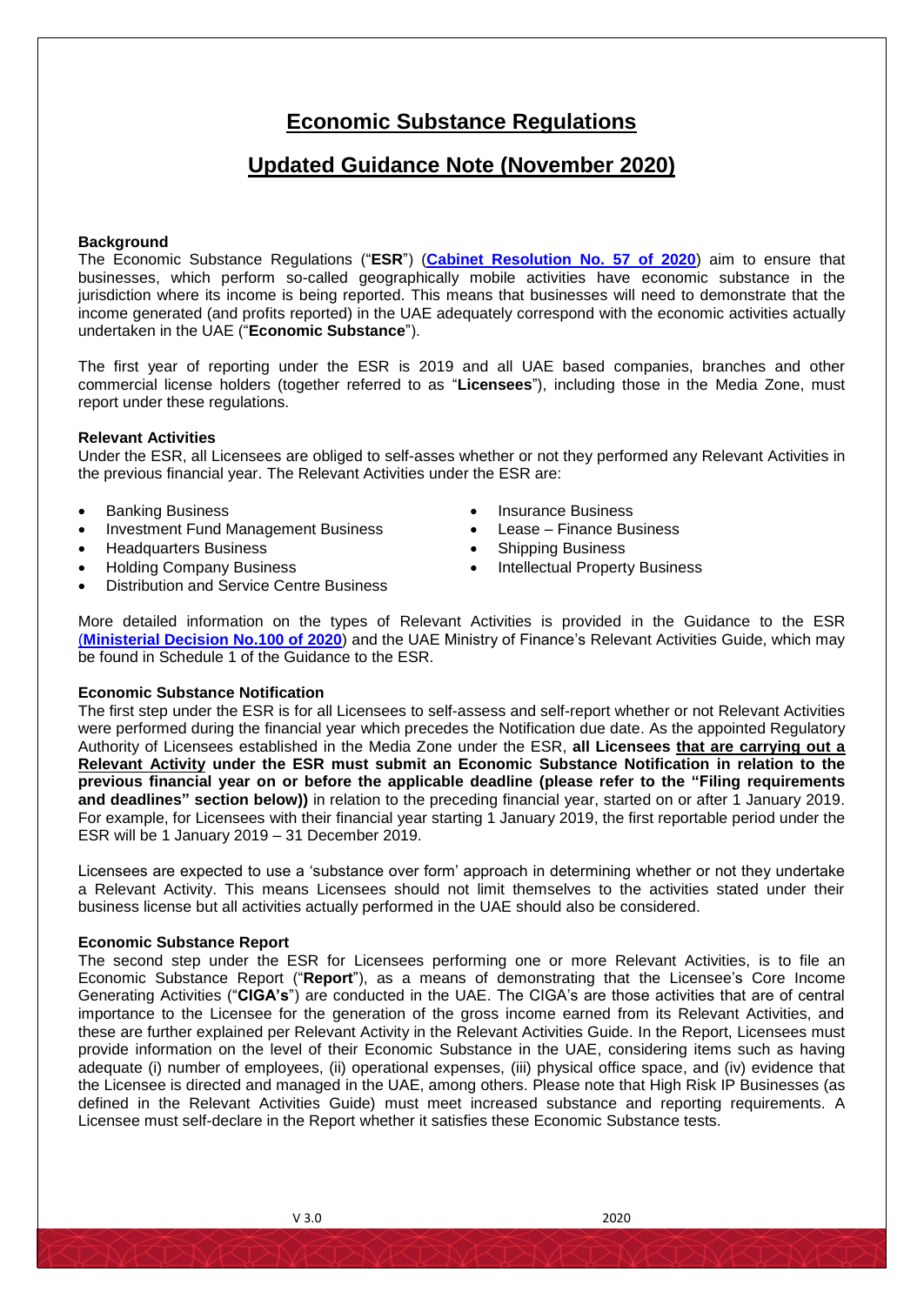# Economic Substance Regulations

# Updated Guidance Note (November 2020)

### Background

The Economic Substance Regulations ("**ESR**") (**Cabinet Resolution No. 57 of 2020**) aim to ensure that businesses, which perform so-called geographically mobile activities have economic substance in the jurisdiction where its income is being reported. This means that businesses will need to demonstrate that the income generated (and profits reported) in the UAE adequately correspond with the economic activities actually undertaken in the UAE ("**Economic Substance**").

The first year of reporting under the ESR is 2019 and all UAE based companies, branches and other commercial license holders (together referred to as "**Licensees**"), including those in the Media Zone, must report under these regulations.

### Relevant Activities

Under the ESR, all Licensees are obliged to self-asses whether or not they performed any Relevant Activities in the previous financial year. The Relevant Activities under the ESR are:

- Banking Business
- Investment Fund Management Business
- Headquarters Business
- Holding Company Business
- Distribution and Service Centre Business
- Insurance Business
- Lease – Finance Business
- Shipping Business
- Intellectual Property Business

More detailed information on the types of Relevant Activities is provided in the Guidance to the ESR (**Ministerial Decision No.100 of 2020**) and the UAE Ministry of Finance's Relevant Activities Guide, which may be found in Schedule 1 of the Guidance to the ESR.

### Economic Substance Notification

The first step under the ESR is for all Licensees to self-assess and self-report whether or not Relevant Activities were performed during the financial year which precedes the Notification due date. As the appointed Regulatory Authority of Licensees established in the Media Zone under the ESR, **all Licensees that are carrying out a Relevant Activity under the ESR must submit an Economic Substance Notification in relation to the previous financial year on or before the applicable deadline (please refer to the "Filing requirements and deadlines" section below))** in relation to the preceding financial year, started on or after 1 January 2019. For example, for Licensees with their financial year starting 1 January 2019, the first reportable period under the ESR will be 1 January 2019 – 31 December 2019.

Licensees are expected to use a 'substance over form' approach in determining whether or not they undertake a Relevant Activity. This means Licensees should not limit themselves to the activities stated under their business license but all activities actually performed in the UAE should also be considered.

### Economic Substance Report

The second step under the ESR for Licensees performing one or more Relevant Activities, is to file an Economic Substance Report ("**Report**"), as a means of demonstrating that the Licensee's Core Income Generating Activities ("**CIGA's**") are conducted in the UAE. The CIGA's are those activities that are of central importance to the Licensee for the generation of the gross income earned from its Relevant Activities, and these are further explained per Relevant Activity in the Relevant Activities Guide. In the Report, Licensees must provide information on the level of their Economic Substance in the UAE, considering items such as having adequate (i) number of employees, (ii) operational expenses, (iii) physical office space, and (iv) evidence that the Licensee is directed and managed in the UAE, among others. Please note that High Risk IP Businesses (as defined in the Relevant Activities Guide) must meet increased substance and reporting requirements. A Licensee must self-declare in the Report whether it satisfies these Economic Substance tests.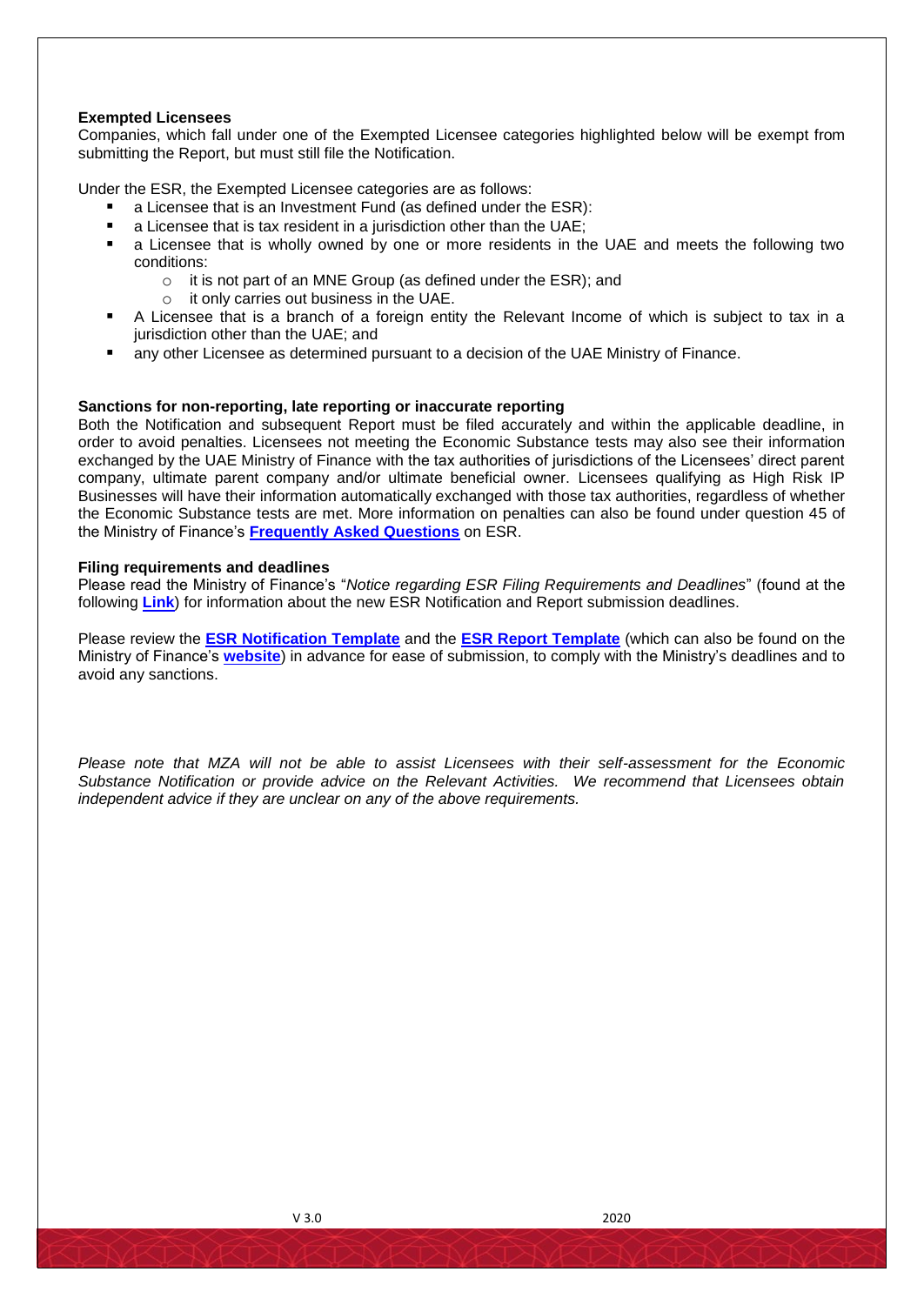**Exempted Licensees**

Companies, which fall under one of the Exempted Licensee categories highlighted below will be exempt from submitting the Report, but must still file the Notification.

Under the ESR, the Exempted Licensee categories are as follows:

- a Licensee that is an Investment Fund (as defined under the ESR):
- a Licensee that is tax resident in a jurisdiction other than the UAE;
- a Licensee that is wholly owned by one or more residents in the UAE and meets the following two conditions:
  - it is not part of an MNE Group (as defined under the ESR); and
  - it only carries out business in the UAE.
- A Licensee that is a branch of a foreign entity the Relevant Income of which is subject to tax in a jurisdiction other than the UAE; and
- any other Licensee as determined pursuant to a decision of the UAE Ministry of Finance.

**Sanctions for non-reporting, late reporting or inaccurate reporting**

Both the Notification and subsequent Report must be filed accurately and within the applicable deadline, in order to avoid penalties. Licensees not meeting the Economic Substance tests may also see their information exchanged by the UAE Ministry of Finance with the tax authorities of jurisdictions of the Licensees' direct parent company, ultimate parent company and/or ultimate beneficial owner. Licensees qualifying as High Risk IP Businesses will have their information automatically exchanged with those tax authorities, regardless of whether the Economic Substance tests are met. More information on penalties can also be found under question 45 of the Ministry of Finance's **Frequently Asked Questions** on ESR.

**Filing requirements and deadlines**

Please read the Ministry of Finance's "*Notice regarding ESR Filing Requirements and Deadlines*" (found at the following **Link**) for information about the new ESR Notification and Report submission deadlines.

Please review the **ESR Notification Template** and the **ESR Report Template** (which can also be found on the Ministry of Finance's **website**) in advance for ease of submission, to comply with the Ministry's deadlines and to avoid any sanctions.

*Please note that MZA will not be able to assist Licensees with their self-assessment for the Economic Substance Notification or provide advice on the Relevant Activities. We recommend that Licensees obtain independent advice if they are unclear on any of the above requirements.*